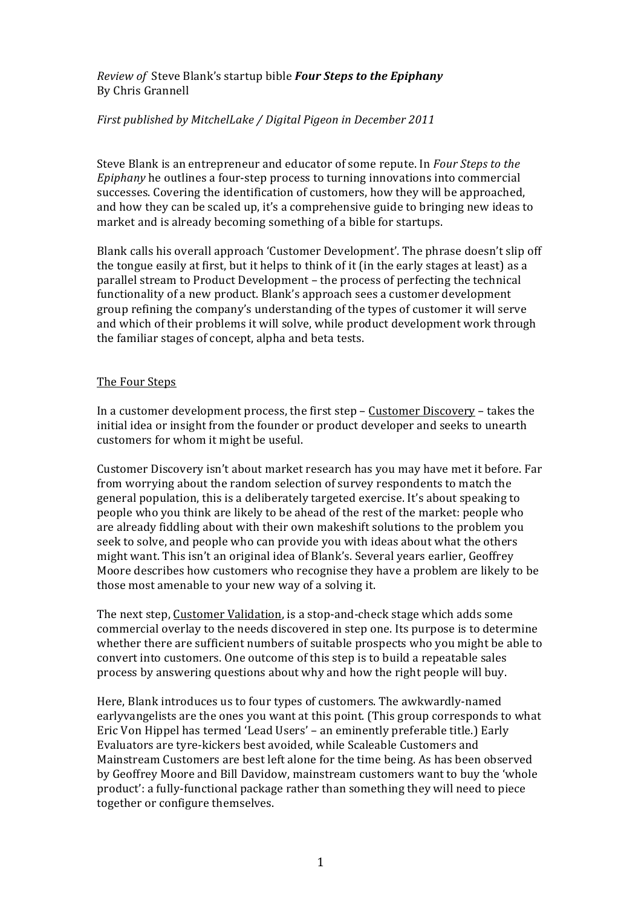*Review of* Steve Blank's startup bible ***Four Steps to the Epiphany***
By Chris Grannell

*First published by MitchelLake / Digital Pigeon in December 2011*

Steve Blank is an entrepreneur and educator of some repute. In *Four Steps to the Epiphany* he outlines a four-step process to turning innovations into commercial successes. Covering the identification of customers, how they will be approached, and how they can be scaled up, it's a comprehensive guide to bringing new ideas to market and is already becoming something of a bible for startups.

Blank calls his overall approach 'Customer Development'. The phrase doesn't slip off the tongue easily at first, but it helps to think of it (in the early stages at least) as a parallel stream to Product Development – the process of perfecting the technical functionality of a new product. Blank's approach sees a customer development group refining the company's understanding of the types of customer it will serve and which of their problems it will solve, while product development work through the familiar stages of concept, alpha and beta tests.

## The Four Steps

In a customer development process, the first step – Customer Discovery – takes the initial idea or insight from the founder or product developer and seeks to unearth customers for whom it might be useful.

Customer Discovery isn't about market research has you may have met it before. Far from worrying about the random selection of survey respondents to match the general population, this is a deliberately targeted exercise. It's about speaking to people who you think are likely to be ahead of the rest of the market: people who are already fiddling about with their own makeshift solutions to the problem you seek to solve, and people who can provide you with ideas about what the others might want. This isn't an original idea of Blank's. Several years earlier, Geoffrey Moore describes how customers who recognise they have a problem are likely to be those most amenable to your new way of a solving it.

The next step, Customer Validation, is a stop-and-check stage which adds some commercial overlay to the needs discovered in step one. Its purpose is to determine whether there are sufficient numbers of suitable prospects who you might be able to convert into customers. One outcome of this step is to build a repeatable sales process by answering questions about why and how the right people will buy.

Here, Blank introduces us to four types of customers. The awkwardly-named earlyvangelists are the ones you want at this point. (This group corresponds to what Eric Von Hippel has termed 'Lead Users' – an eminently preferable title.) Early Evaluators are tyre-kickers best avoided, while Scaleable Customers and Mainstream Customers are best left alone for the time being. As has been observed by Geoffrey Moore and Bill Davidow, mainstream customers want to buy the 'whole product': a fully-functional package rather than something they will need to piece together or configure themselves.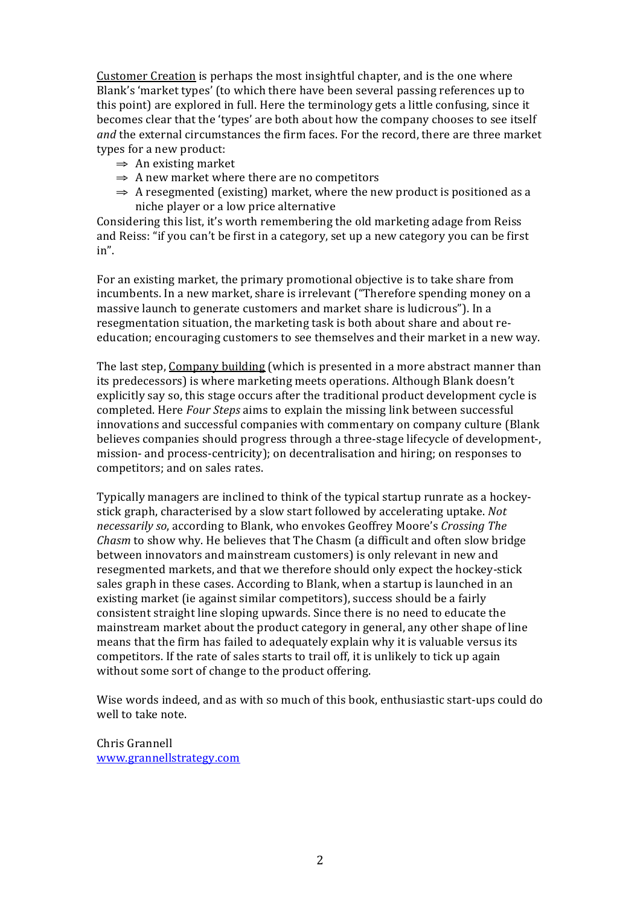<u>Customer Creation</u> is perhaps the most insightful chapter, and is the one where Blank's 'market types' (to which there have been several passing references up to this point) are explored in full. Here the terminology gets a little confusing, since it becomes clear that the 'types' are both about how the company chooses to see itself *and* the external circumstances the firm faces. For the record, there are three market types for a new product:

- ⇒ An existing market
- ⇒ A new market where there are no competitors
- ⇒ A resegmented (existing) market, where the new product is positioned as a niche player or a low price alternative

Considering this list, it's worth remembering the old marketing adage from Reiss and Reiss: "if you can't be first in a category, set up a new category you can be first in".

For an existing market, the primary promotional objective is to take share from incumbents. In a new market, share is irrelevant ("Therefore spending money on a massive launch to generate customers and market share is ludicrous"). In a resegmentation situation, the marketing task is both about share and about re-education; encouraging customers to see themselves and their market in a new way.

The last step, <u>Company building</u> (which is presented in a more abstract manner than its predecessors) is where marketing meets operations. Although Blank doesn't explicitly say so, this stage occurs after the traditional product development cycle is completed. Here *Four Steps* aims to explain the missing link between successful innovations and successful companies with commentary on company culture (Blank believes companies should progress through a three-stage lifecycle of development-, mission- and process-centricity); on decentralisation and hiring; on responses to competitors; and on sales rates.

Typically managers are inclined to think of the typical startup runrate as a hockey-stick graph, characterised by a slow start followed by accelerating uptake. *Not necessarily so*, according to Blank, who envokes Geoffrey Moore's *Crossing The Chasm* to show why. He believes that The Chasm (a difficult and often slow bridge between innovators and mainstream customers) is only relevant in new and resegmented markets, and that we therefore should only expect the hockey-stick sales graph in these cases. According to Blank, when a startup is launched in an existing market (ie against similar competitors), success should be a fairly consistent straight line sloping upwards. Since there is no need to educate the mainstream market about the product category in general, any other shape of line means that the firm has failed to adequately explain why it is valuable versus its competitors. If the rate of sales starts to trail off, it is unlikely to tick up again without some sort of change to the product offering.

Wise words indeed, and as with so much of this book, enthusiastic start-ups could do well to take note.

Chris Grannell
[www.grannellstrategy.com](http://www.grannellstrategy.com)